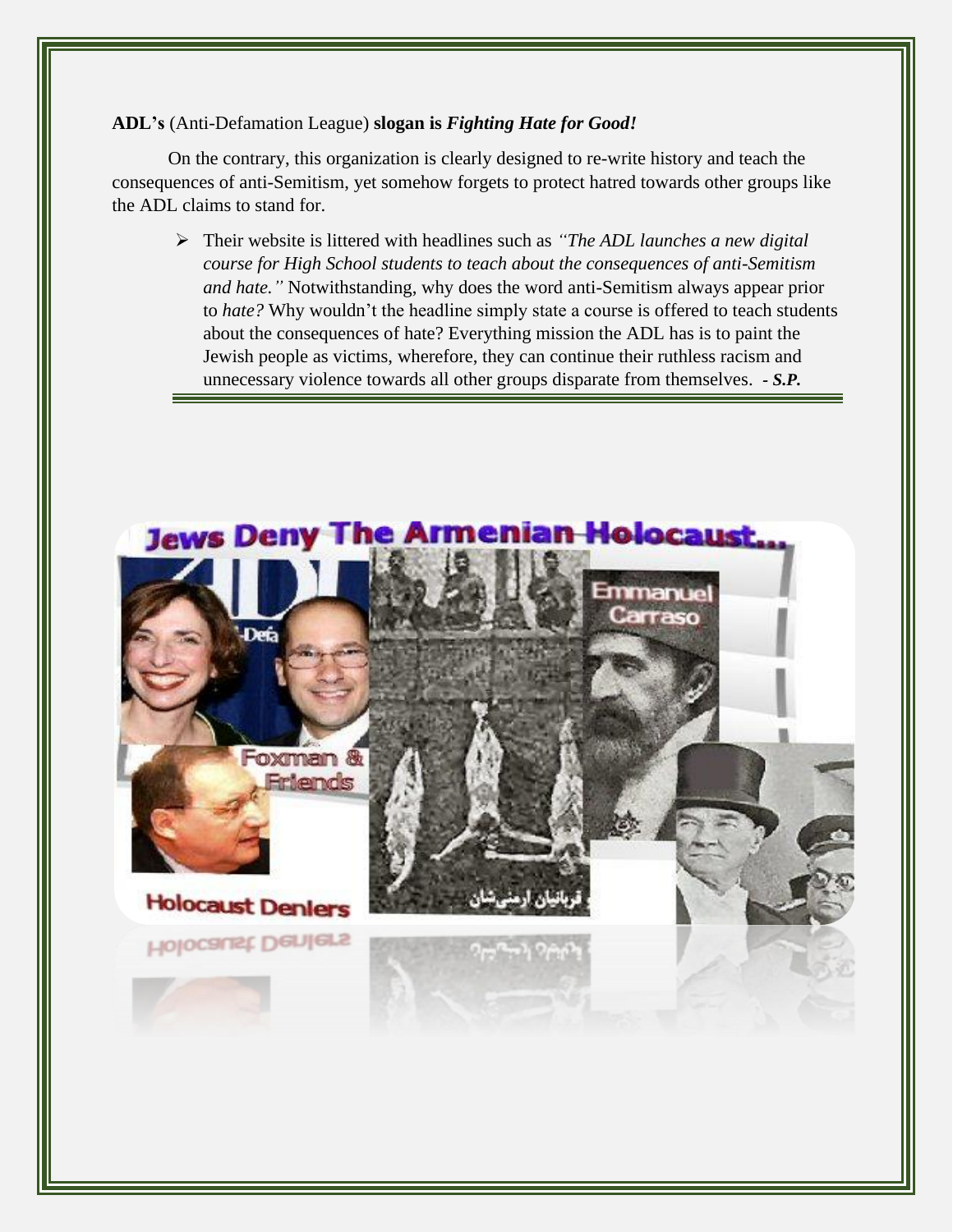**ADL's** (Anti-Defamation League) **slogan is *Fighting Hate for Good!***

On the contrary, this organization is clearly designed to re-write history and teach the consequences of anti-Semitism, yet somehow forgets to protect hatred towards other groups like the ADL claims to stand for.

- Their website is littered with headlines such as *"The ADL launches a new digital course for High School students to teach about the consequences of anti-Semitism and hate."* Notwithstanding, why does the word anti-Semitism always appear prior to *hate?* Why wouldn't the headline simply state a course is offered to teach students about the consequences of hate? Everything mission the ADL has is to paint the Jewish people as victims, wherefore, they can continue their ruthless racism and unnecessary violence towards all other groups disparate from themselves. ***- S.P.***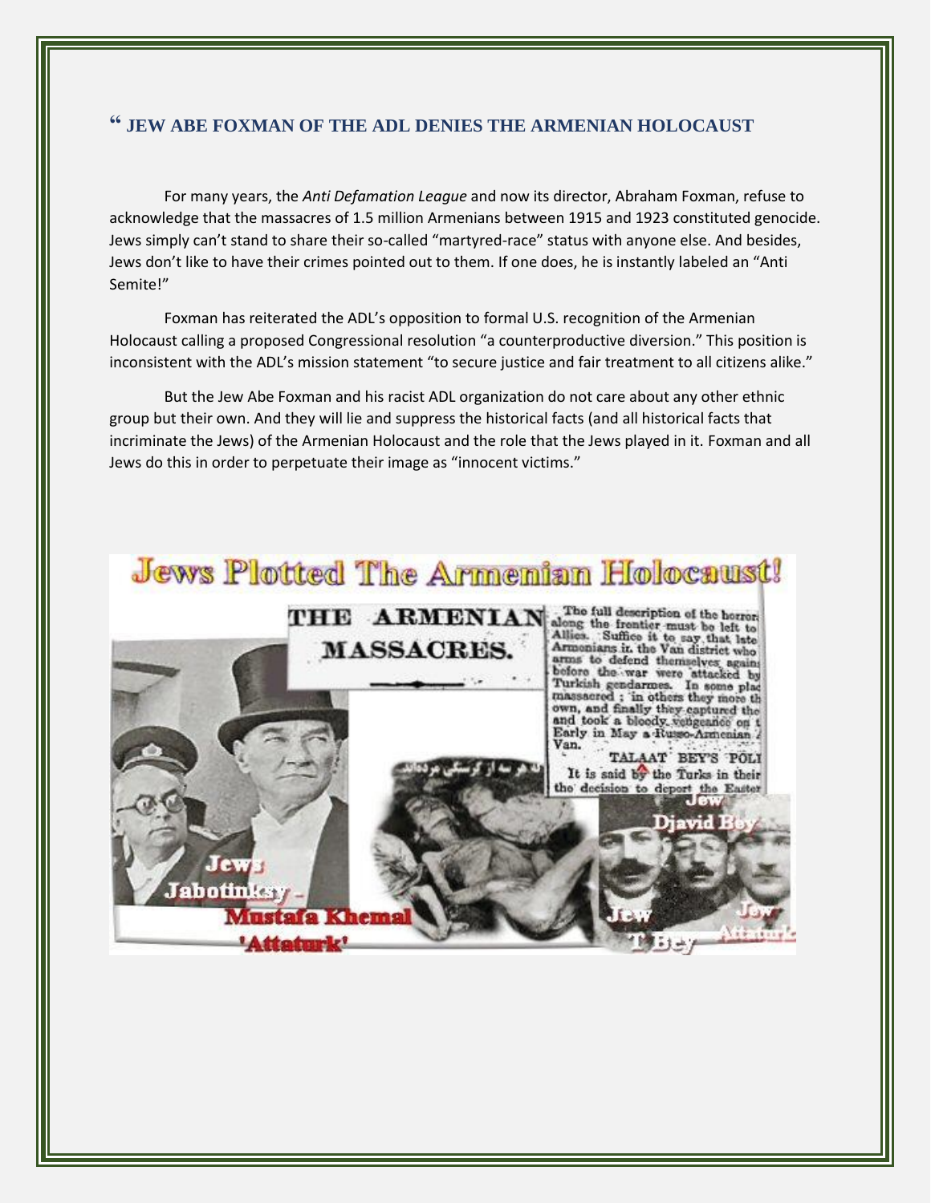## " JEW ABE FOXMAN OF THE ADL DENIES THE ARMENIAN HOLOCAUST

For many years, the *Anti Defamation League* and now its director, Abraham Foxman, refuse to acknowledge that the massacres of 1.5 million Armenians between 1915 and 1923 constituted genocide. Jews simply can't stand to share their so-called "martyred-race" status with anyone else. And besides, Jews don't like to have their crimes pointed out to them. If one does, he is instantly labeled an "Anti Semite!"

Foxman has reiterated the ADL's opposition to formal U.S. recognition of the Armenian Holocaust calling a proposed Congressional resolution "a counterproductive diversion." This position is inconsistent with the ADL's mission statement "to secure justice and fair treatment to all citizens alike."

But the Jew Abe Foxman and his racist ADL organization do not care about any other ethnic group but their own. And they will lie and suppress the historical facts (and all historical facts that incriminate the Jews) of the Armenian Holocaust and the role that the Jews played in it. Foxman and all Jews do this in order to perpetuate their image as "innocent victims."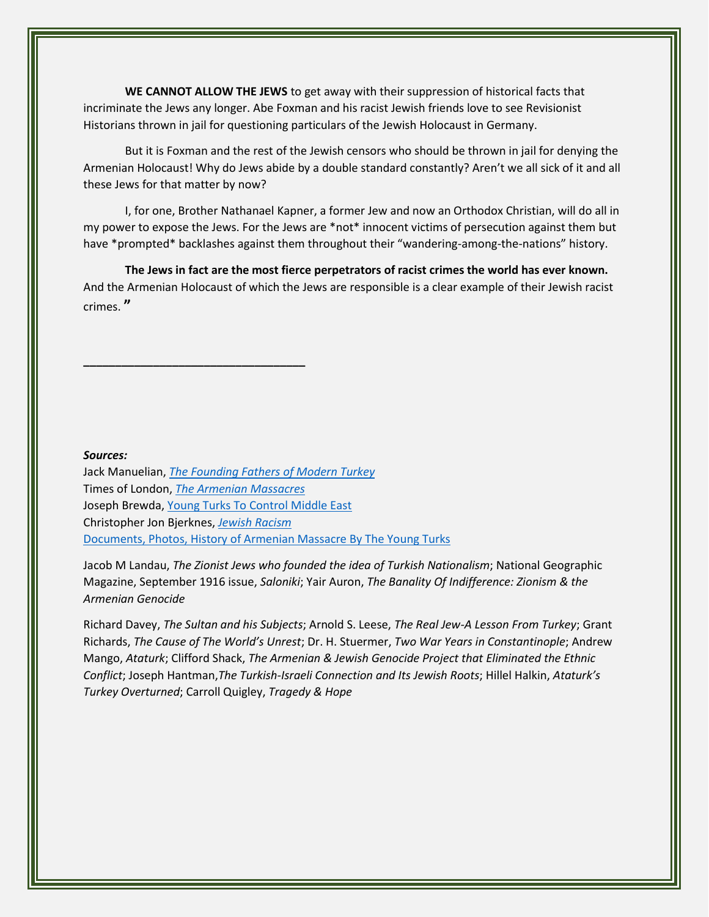**WE CANNOT ALLOW THE JEWS** to get away with their suppression of historical facts that incriminate the Jews any longer. Abe Foxman and his racist Jewish friends love to see Revisionist Historians thrown in jail for questioning particulars of the Jewish Holocaust in Germany.

But it is Foxman and the rest of the Jewish censors who should be thrown in jail for denying the Armenian Holocaust! Why do Jews abide by a double standard constantly? Aren't we all sick of it and all these Jews for that matter by now?

I, for one, Brother Nathanael Kapner, a former Jew and now an Orthodox Christian, will do all in my power to expose the Jews. For the Jews are *not* innocent victims of persecution against them but have *prompted* backlashes against them throughout their "wandering-among-the-nations" history.

**The Jews in fact are the most fierce perpetrators of racist crimes the world has ever known.** And the Armenian Holocaust of which the Jews are responsible is a clear example of their Jewish racist crimes. **"**

---

***Sources:***
Jack Manuelian, *The Founding Fathers of Modern Turkey*
Times of London, *The Armenian Massacres*
Joseph Brewda, Young Turks To Control Middle East
Christopher Jon Bjerknes, *Jewish Racism*
Documents, Photos, History of Armenian Massacre By The Young Turks

Jacob M Landau, *The Zionist Jews who founded the idea of Turkish Nationalism*; National Geographic Magazine, September 1916 issue, *Saloniki*; Yair Auron, *The Banality Of Indifference: Zionism & the Armenian Genocide*

Richard Davey, *The Sultan and his Subjects*; Arnold S. Leese, *The Real Jew-A Lesson From Turkey*; Grant Richards, *The Cause of The World's Unrest*; Dr. H. Stuermer, *Two War Years in Constantinople*; Andrew Mango, *Ataturk*; Clifford Shack, *The Armenian & Jewish Genocide Project that Eliminated the Ethnic Conflict*; Joseph Hantman,*The Turkish-Israeli Connection and Its Jewish Roots*; Hillel Halkin, *Ataturk's Turkey Overturned*; Carroll Quigley, *Tragedy & Hope*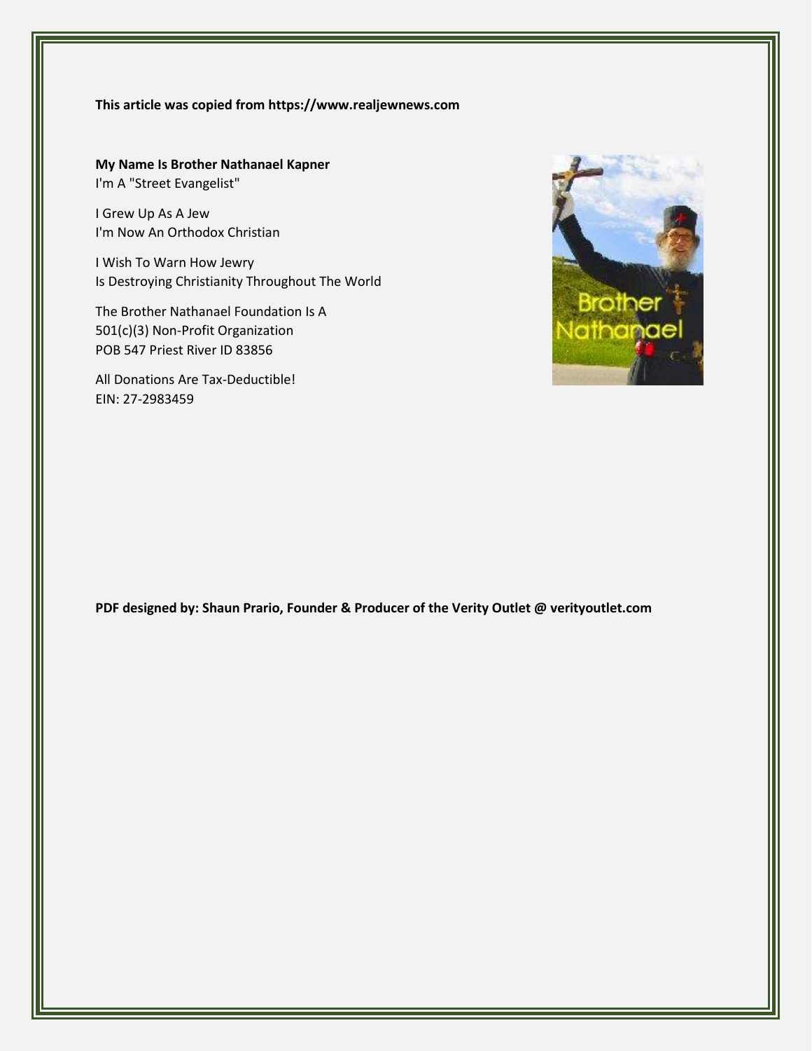**This article was copied from https://www.realjewnews.com**

**My Name Is Brother Nathanael Kapner**
I'm A "Street Evangelist"

I Grew Up As A Jew
I'm Now An Orthodox Christian

I Wish To Warn How Jewry
Is Destroying Christianity Throughout The World

The Brother Nathanael Foundation Is A
501(c)(3) Non-Profit Organization
POB 547 Priest River ID 83856

All Donations Are Tax-Deductible!
EIN: 27-2983459

**PDF designed by: Shaun Prario, Founder & Producer of the Verity Outlet @ verityoutlet.com**